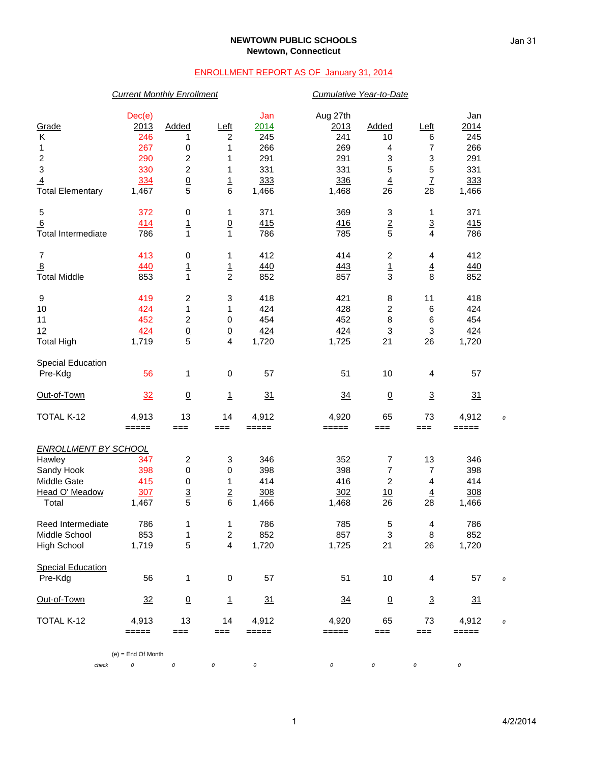**NEWTOWN PUBLIC SCHOOLS**
**Newtown, Connecticut**

ENROLLMENT REPORT AS OF January 31, 2014

| | *Current Monthly Enrollment* | | | | *Cumulative Year-to-Date* | | | | |
|---|---|---|---|---|---|---|---|---|---|
| Grade | Dec(e) 2013 | Added | Left | Jan 2014 | Aug 27th 2013 | Added | Left | Jan 2014 | |
| K | 246 | 1 | 2 | 245 | 241 | 10 | 6 | 245 | |
| 1 | 267 | 0 | 1 | 266 | 269 | 4 | 7 | 266 | |
| 2 | 290 | 2 | 1 | 291 | 291 | 3 | 3 | 291 | |
| 3 | 330 | 2 | 1 | 331 | 331 | 5 | 5 | 331 | |
| 4 | 334 | 0 | 1 | 333 | 336 | 4 | 7 | 333 | |
| Total Elementary | 1,467 | 5 | 6 | 1,466 | 1,468 | 26 | 28 | 1,466 | |
| 5 | 372 | 0 | 1 | 371 | 369 | 3 | 1 | 371 | |
| 6 | 414 | 1 | 0 | 415 | 416 | 2 | 3 | 415 | |
| Total Intermediate | 786 | 1 | 1 | 786 | 785 | 5 | 4 | 786 | |
| 7 | 413 | 0 | 1 | 412 | 414 | 2 | 4 | 412 | |
| 8 | 440 | 1 | 1 | 440 | 443 | 1 | 4 | 440 | |
| Total Middle | 853 | 1 | 2 | 852 | 857 | 3 | 8 | 852 | |
| 9 | 419 | 2 | 3 | 418 | 421 | 8 | 11 | 418 | |
| 10 | 424 | 1 | 1 | 424 | 428 | 2 | 6 | 424 | |
| 11 | 452 | 2 | 0 | 454 | 452 | 8 | 6 | 454 | |
| 12 | 424 | 0 | 0 | 424 | 424 | 3 | 3 | 424 | |
| Total High | 1,719 | 5 | 4 | 1,720 | 1,725 | 21 | 26 | 1,720 | |
| Special Education Pre-Kdg | 56 | 1 | 0 | 57 | 51 | 10 | 4 | 57 | |
| Out-of-Town | 32 | 0 | 1 | 31 | 34 | 0 | 3 | 31 | |
| TOTAL K-12 | 4,913 | 13 | 14 | 4,912 | 4,920 | 65 | 73 | 4,912 | 0 |
| *ENROLLMENT BY SCHOOL* | | | | | | | | | |
| Hawley | 347 | 2 | 3 | 346 | 352 | 7 | 13 | 346 | |
| Sandy Hook | 398 | 0 | 0 | 398 | 398 | 7 | 7 | 398 | |
| Middle Gate | 415 | 0 | 1 | 414 | 416 | 2 | 4 | 414 | |
| Head O' Meadow | 307 | 3 | 2 | 308 | 302 | 10 | 4 | 308 | |
| Total | 1,467 | 5 | 6 | 1,466 | 1,468 | 26 | 28 | 1,466 | |
| Reed Intermediate | 786 | 1 | 1 | 786 | 785 | 5 | 4 | 786 | |
| Middle School | 853 | 1 | 2 | 852 | 857 | 3 | 8 | 852 | |
| High School | 1,719 | 5 | 4 | 1,720 | 1,725 | 21 | 26 | 1,720 | |
| Special Education Pre-Kdg | 56 | 1 | 0 | 57 | 51 | 10 | 4 | 57 | 0 |
| Out-of-Town | 32 | 0 | 1 | 31 | 34 | 0 | 3 | 31 | |
| TOTAL K-12 | 4,913 | 13 | 14 | 4,912 | 4,920 | 65 | 73 | 4,912 | 0 |
| check | 0 | 0 | 0 | 0 | 0 | 0 | 0 | 0 | |

(e) = End Of Month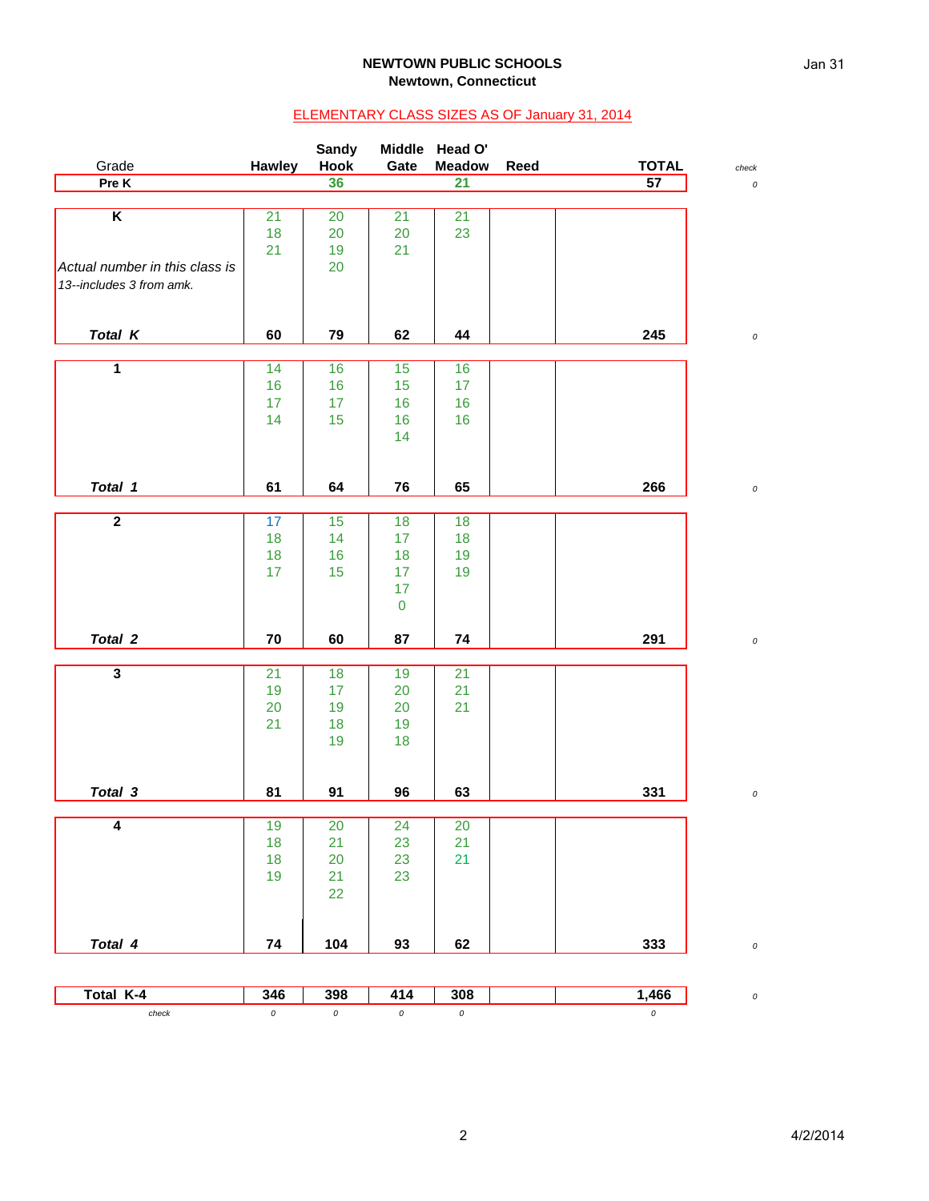**NEWTOWN PUBLIC SCHOOLS**
**Newtown, Connecticut**

## ELEMENTARY CLASS SIZES AS OF January 31, 2014

| Grade | Hawley | Sandy Hook | Middle Gate | Head O' Meadow | Reed | TOTAL | check |
|---|---|---|---|---|---|---|---|
| **Pre K** | | 36 | | 21 | | **57** | 0 |
| **K** | 21 | 20 | 21 | 21 | | | |
| | 18 | 20 | 20 | 23 | | | |
| | 21 | 19 | 21 | | | | |
| *Actual number in this class is 13--includes 3 from amk.* | | 20 | | | | | |
| ***Total K*** | **60** | **79** | **62** | **44** | | **245** | 0 |
| **1** | 14 | 16 | 15 | 16 | | | |
| | 16 | 16 | 15 | 17 | | | |
| | 17 | 17 | 16 | 16 | | | |
| | 14 | 15 | 16 | 16 | | | |
| | | | 14 | | | | |
| ***Total 1*** | **61** | **64** | **76** | **65** | | **266** | 0 |
| **2** | 17 | 15 | 18 | 18 | | | |
| | 18 | 14 | 17 | 18 | | | |
| | 18 | 16 | 18 | 19 | | | |
| | 17 | 15 | 17 | 19 | | | |
| | | | 17 | | | | |
| | | | 0 | | | | |
| ***Total 2*** | **70** | **60** | **87** | **74** | | **291** | 0 |
| **3** | 21 | 18 | 19 | 21 | | | |
| | 19 | 17 | 20 | 21 | | | |
| | 20 | 19 | 20 | 21 | | | |
| | 21 | 18 | 19 | | | | |
| | | 19 | 18 | | | | |
| ***Total 3*** | **81** | **91** | **96** | **63** | | **331** | 0 |
| **4** | 19 | 20 | 24 | 20 | | | |
| | 18 | 21 | 23 | 21 | | | |
| | 18 | 20 | 23 | 21 | | | |
| | 19 | 21 | 23 | | | | |
| | | 22 | | | | | |
| ***Total 4*** | **74** | **104** | **93** | **62** | | **333** | 0 |
| **Total K-4** | **346** | **398** | **414** | **308** | | **1,466** | 0 |
| *check* | 0 | 0 | 0 | 0 | | 0 | |